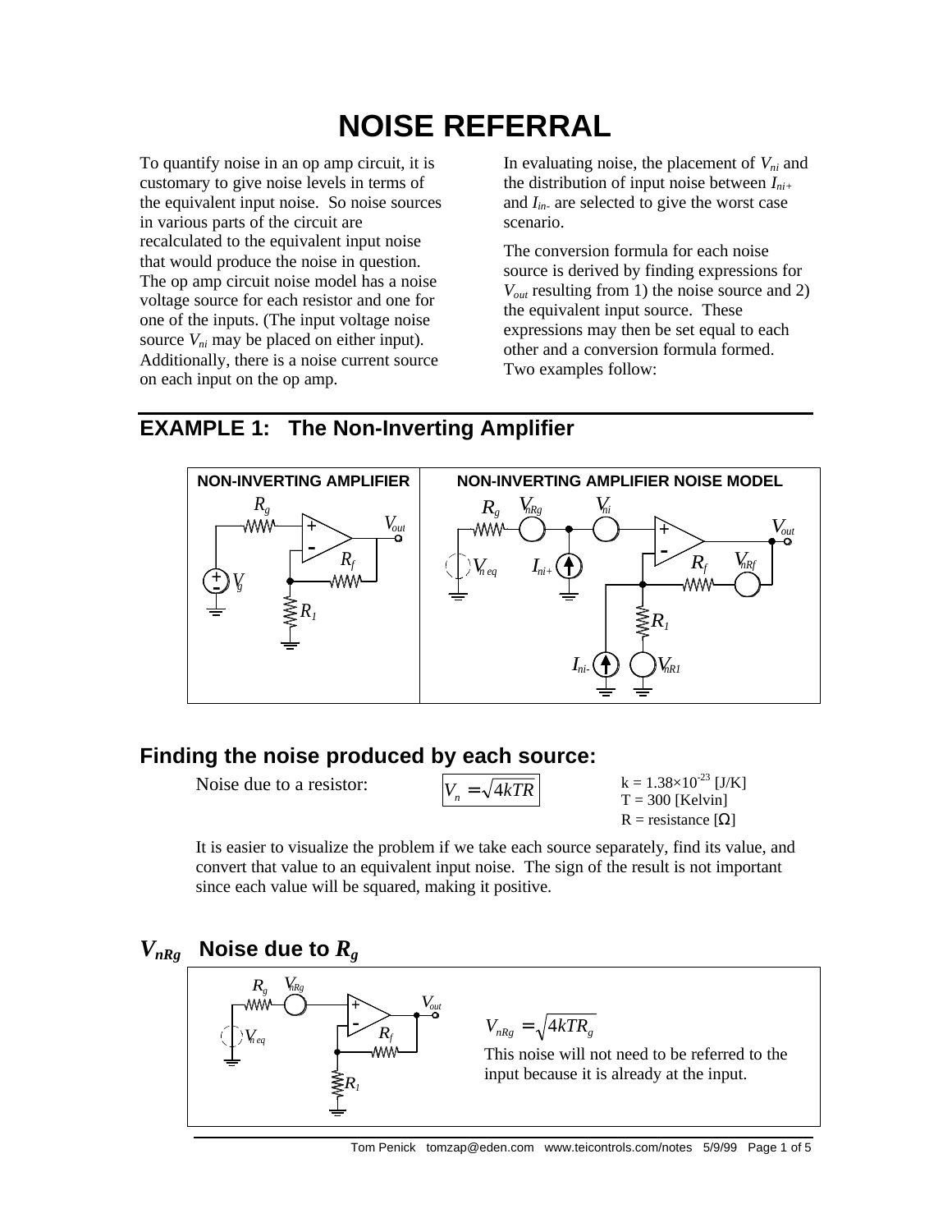# NOISE REFERRAL

To quantify noise in an op amp circuit, it is customary to give noise levels in terms of the equivalent input noise. So noise sources in various parts of the circuit are recalculated to the equivalent input noise that would produce the noise in question. The op amp circuit noise model has a noise voltage source for each resistor and one for one of the inputs. (The input voltage noise source $V_{ni}$ may be placed on either input). Additionally, there is a noise current source on each input on the op amp.

In evaluating noise, the placement of $V_{ni}$ and the distribution of input noise between $I_{ni+}$ and $I_{in-}$ are selected to give the worst case scenario.

The conversion formula for each noise source is derived by finding expressions for $V_{out}$ resulting from 1) the noise source and 2) the equivalent input source. These expressions may then be set equal to each other and a conversion formula formed. Two examples follow:

## EXAMPLE 1: The Non-Inverting Amplifier

NON-INVERTING AMPLIFIER | NON-INVERTING AMPLIFIER NOISE MODEL

## Finding the noise produced by each source:

Noise due to a resistor: $V_n = \sqrt{4kTR}$

k = $1.38 \times 10^{-23}$ [J/K]
T = 300 [Kelvin]
R = resistance [Ω]

It is easier to visualize the problem if we take each source separately, find its value, and convert that value to an equivalent input noise. The sign of the result is not important since each value will be squared, making it positive.

## $V_{nRg}$ Noise due to $R_g$

$$V_{nRg} = \sqrt{4kTR_g}$$

This noise will not need to be referred to the input because it is already at the input.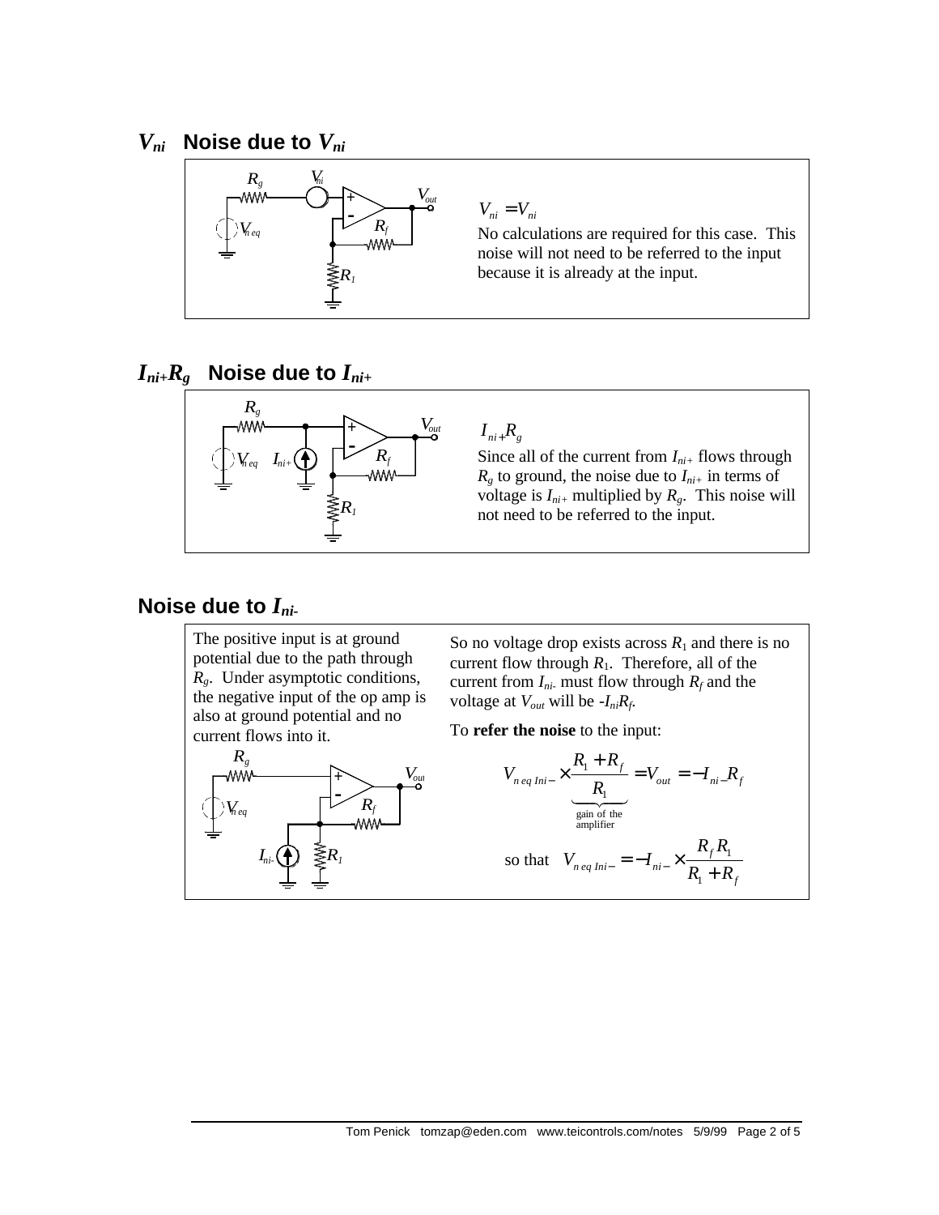## $V_{ni}$ Noise due to $V_{ni}$

$V_{ni} = V_{ni}$

No calculations are required for this case. This noise will not need to be referred to the input because it is already at the input.

## $I_{ni+}R_g$ Noise due to $I_{ni+}$

$I_{ni+}R_g$

Since all of the current from $I_{ni+}$ flows through $R_g$ to ground, the noise due to $I_{ni+}$ in terms of voltage is $I_{ni+}$ multiplied by $R_g$. This noise will not need to be referred to the input.

## Noise due to $I_{ni-}$

The positive input is at ground potential due to the path through $R_g$. Under asymptotic conditions, the negative input of the op amp is also at ground potential and no current flows into it.

So no voltage drop exists across $R_1$ and there is no current flow through $R_1$. Therefore, all of the current from $I_{ni-}$ must flow through $R_f$ and the voltage at $V_{out}$ will be $-I_{ni}R_f$.

To **refer the noise** to the input:

$$V_{n\,eq\,Ini-} \times \underbrace{\frac{R_1 + R_f}{R_1}}_{\text{gain of the amplifier}} = V_{out} = -I_{ni-}R_f$$

$$\text{so that} \quad V_{n\,eq\,Ini-} = -I_{ni-} \times \frac{R_f R_1}{R_1 + R_f}$$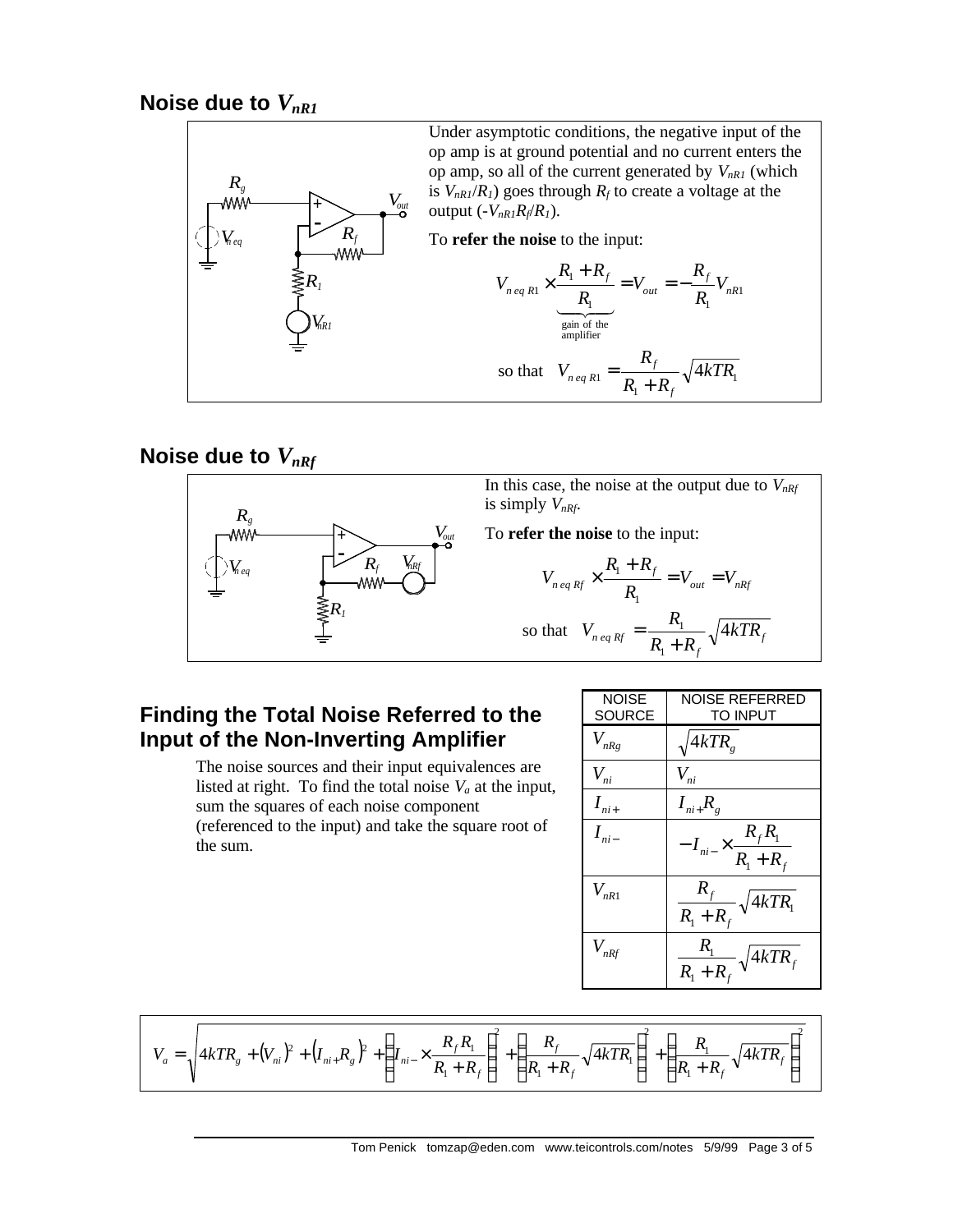## Noise due to $V_{nR1}$

Under asymptotic conditions, the negative input of the op amp is at ground potential and no current enters the op amp, so all of the current generated by $V_{nR1}$ (which is $V_{nR1}/R_1$) goes through $R_f$ to create a voltage at the output ($-V_{nR1}R_f/R_1$).

To **refer the noise** to the input:

$$V_{n\,eq\,R1} \times \underbrace{\frac{R_1 + R_f}{R_1}}_{\text{gain of the amplifier}} = V_{out} = -\frac{R_f}{R_1} V_{nR1}$$

$$\text{so that} \quad V_{n\,eq\,R1} = \frac{R_f}{R_1 + R_f}\sqrt{4kTR_1}$$

## Noise due to $V_{nRf}$

In this case, the noise at the output due to $V_{nRf}$ is simply $V_{nRf}$.

To **refer the noise** to the input:

$$V_{n\,eq\,Rf} \times \frac{R_1 + R_f}{R_1} = V_{out} = V_{nRf}$$

$$\text{so that} \quad V_{n\,eq\,Rf} = \frac{R_1}{R_1 + R_f}\sqrt{4kTR_f}$$

## Finding the Total Noise Referred to the Input of the Non-Inverting Amplifier

The noise sources and their input equivalences are listed at right. To find the total noise $V_a$ at the input, sum the squares of each noise component (referenced to the input) and take the square root of the sum.

| NOISE SOURCE | NOISE REFERRED TO INPUT |
|---|---|
| $V_{nRg}$ | $\sqrt{4kTR_g}$ |
| $V_{ni}$ | $V_{ni}$ |
| $I_{ni+}$ | $I_{ni+}R_g$ |
| $I_{ni-}$ | $-I_{ni-} \times \frac{R_f R_1}{R_1 + R_f}$ |
| $V_{nR1}$ | $\frac{R_f}{R_1 + R_f}\sqrt{4kTR_1}$ |
| $V_{nRf}$ | $\frac{R_1}{R_1 + R_f}\sqrt{4kTR_f}$ |

$$V_a = \sqrt{4kTR_g + (V_{ni})^2 + (I_{ni+}R_g)^2 + \left(I_{ni-} \times \frac{R_f R_1}{R_1 + R_f}\right)^2 + \left(\frac{R_f}{R_1 + R_f}\sqrt{4kTR_1}\right)^2 + \left(\frac{R_1}{R_1 + R_f}\sqrt{4kTR_f}\right)^2}$$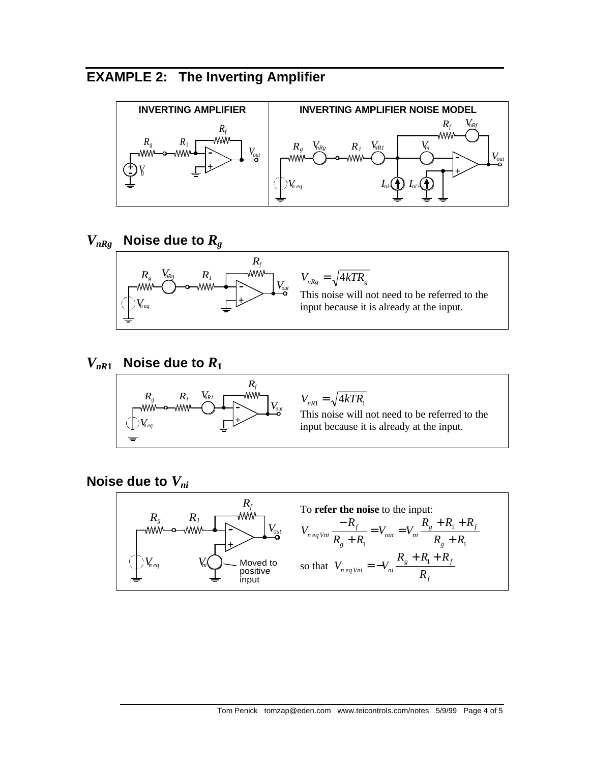## EXAMPLE 2: The Inverting Amplifier

**INVERTING AMPLIFIER**

**INVERTING AMPLIFIER NOISE MODEL**

### $V_{nRg}$ Noise due to $R_g$

$$V_{nRg} = \sqrt{4kTR_g}$$

This noise will not need to be referred to the input because it is already at the input.

### $V_{nR1}$ Noise due to $R_1$

$$V_{nR1} = \sqrt{4kTR_1}$$

This noise will not need to be referred to the input because it is already at the input.

### Noise due to $V_{ni}$

Moved to positive input

To **refer the noise** to the input:

$$V_{n\,eq\,Vni}\frac{-R_f}{R_g + R_1} = V_{out} = V_{ni}\frac{R_g + R_1 + R_f}{R_g + R_1}$$

so that $V_{n\,eq\,Vni} = -V_{ni}\dfrac{R_g + R_1 + R_f}{R_f}$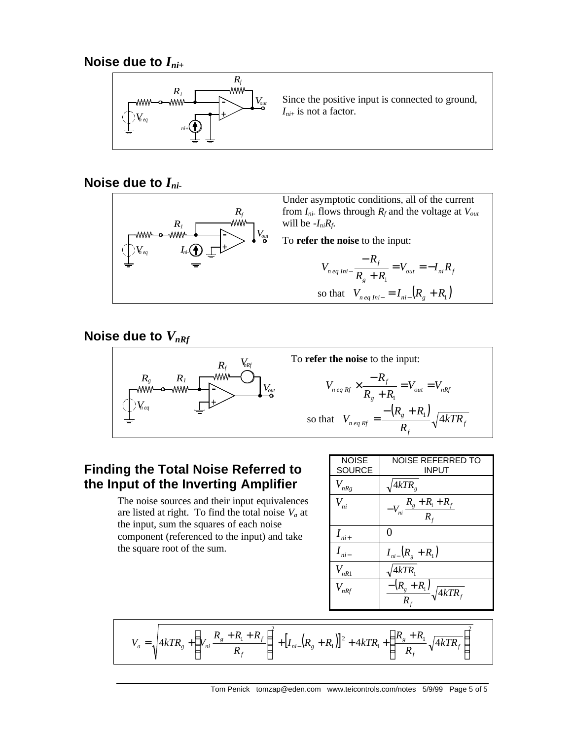## Noise due to $I_{ni+}$

Since the positive input is connected to ground, $I_{ni+}$ is not a factor.

## Noise due to $I_{ni-}$

Under asymptotic conditions, all of the current from $I_{ni-}$ flows through $R_f$ and the voltage at $V_{out}$ will be $-I_{ni}R_f$.

To **refer the noise** to the input:

$$V_{n\,eq\,Ini-}\frac{-R_f}{R_g + R_1} = V_{out} = -I_{ni}R_f$$

$$\text{so that} \quad V_{n\,eq\,Ini-} = I_{ni-}(R_g + R_1)$$

## Noise due to $V_{nRf}$

To **refer the noise** to the input:

$$V_{n\,eq\,Rf} \times \frac{-R_f}{R_g + R_1} = V_{out} = V_{nRf}$$

$$\text{so that} \quad V_{n\,eq\,Rf} = \frac{-(R_g + R_1)}{R_f}\sqrt{4kTR_f}$$

## Finding the Total Noise Referred to the Input of the Inverting Amplifier

The noise sources and their input equivalences are listed at right. To find the total noise $V_a$ at the input, sum the squares of each noise component (referenced to the input) and take the square root of the sum.

| NOISE SOURCE | NOISE REFERRED TO INPUT |
|---|---|
| $V_{nRg}$ | $\sqrt{4kTR_g}$ |
| $V_{ni}$ | $-V_{ni}\frac{R_g + R_1 + R_f}{R_f}$ |
| $I_{ni+}$ | $0$ |
| $I_{ni-}$ | $I_{ni-}(R_g + R_1)$ |
| $V_{nR1}$ | $\sqrt{4kTR_1}$ |
| $V_{nRf}$ | $\frac{-(R_g + R_1)}{R_f}\sqrt{4kTR_f}$ |

$$V_a = \sqrt{4kTR_g + \left(V_{ni}\frac{R_g + R_1 + R_f}{R_f}\right)^2 + \left[I_{ni-}(R_g + R_1)\right]^2 + 4kTR_1 + \left(\frac{R_g + R_1}{R_f}\sqrt{4kTR_f}\right)^2}$$